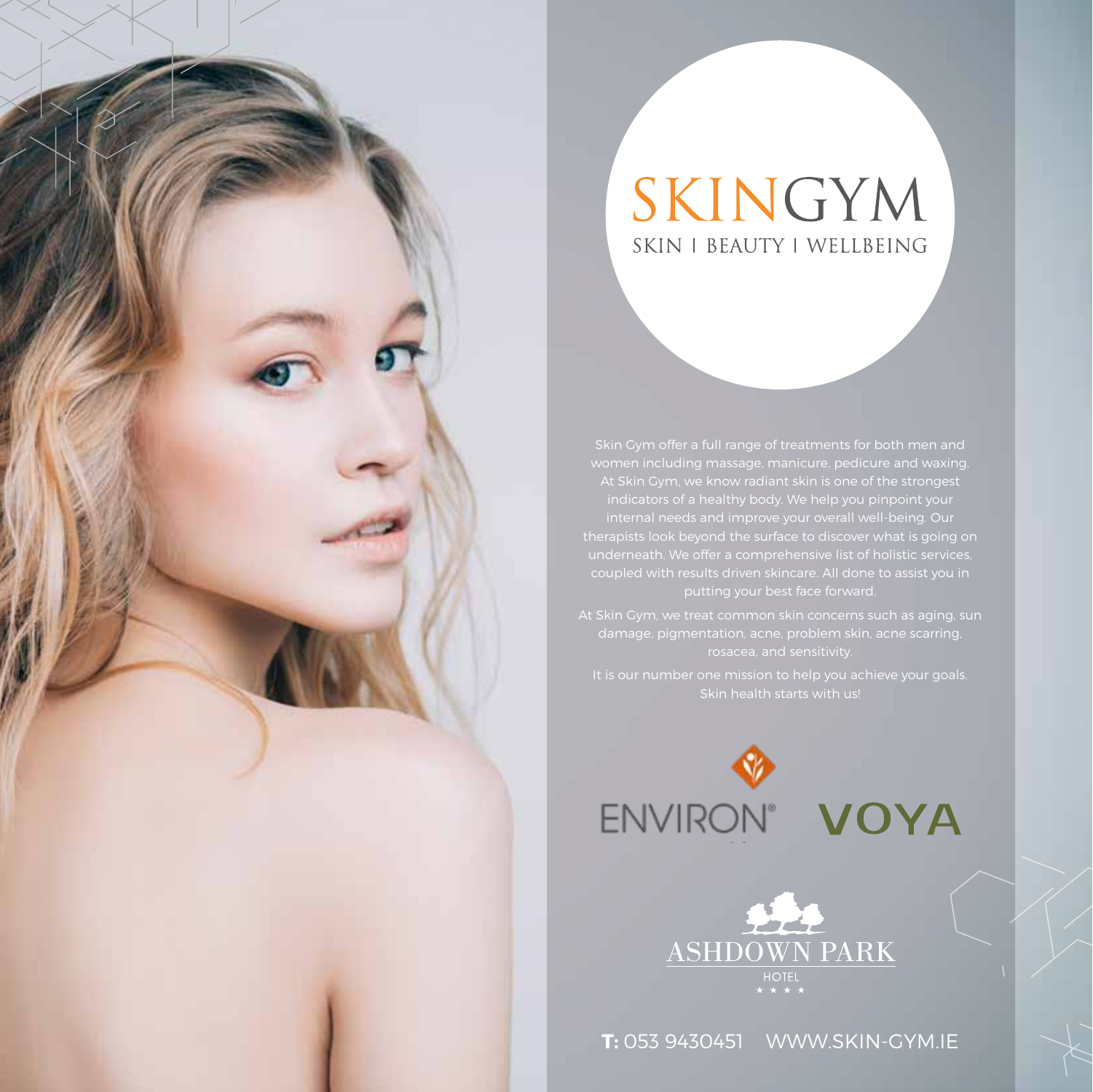# SKINGYM

SKIN | BEAUTY | WELLBEING

Skin Gym offer a full range of treatments for both men and women including massage, manicure, pedicure and waxing. At Skin Gym, we know radiant skin is one of the strongest indicators of a healthy body. We help you pinpoint your internal needs and improve your overall well-being. Our therapists look beyond the surface to discover what is going on underneath. We offer a comprehensive list of holistic services, coupled with results driven skincare. All done to assist you in putting your best face forward.

At Skin Gym, we treat common skin concerns such as aging, sun damage, pigmentation, acne, problem skin, acne scarring, rosacea, and sensitivity.

It is our number one mission to help you achieve your goals. Skin health starts with us!

ENVIRON® VOYA

ASHDOWN PARK HOTEL ★★★★

**T:** 053 9430451 WWW.SKIN-GYM.IE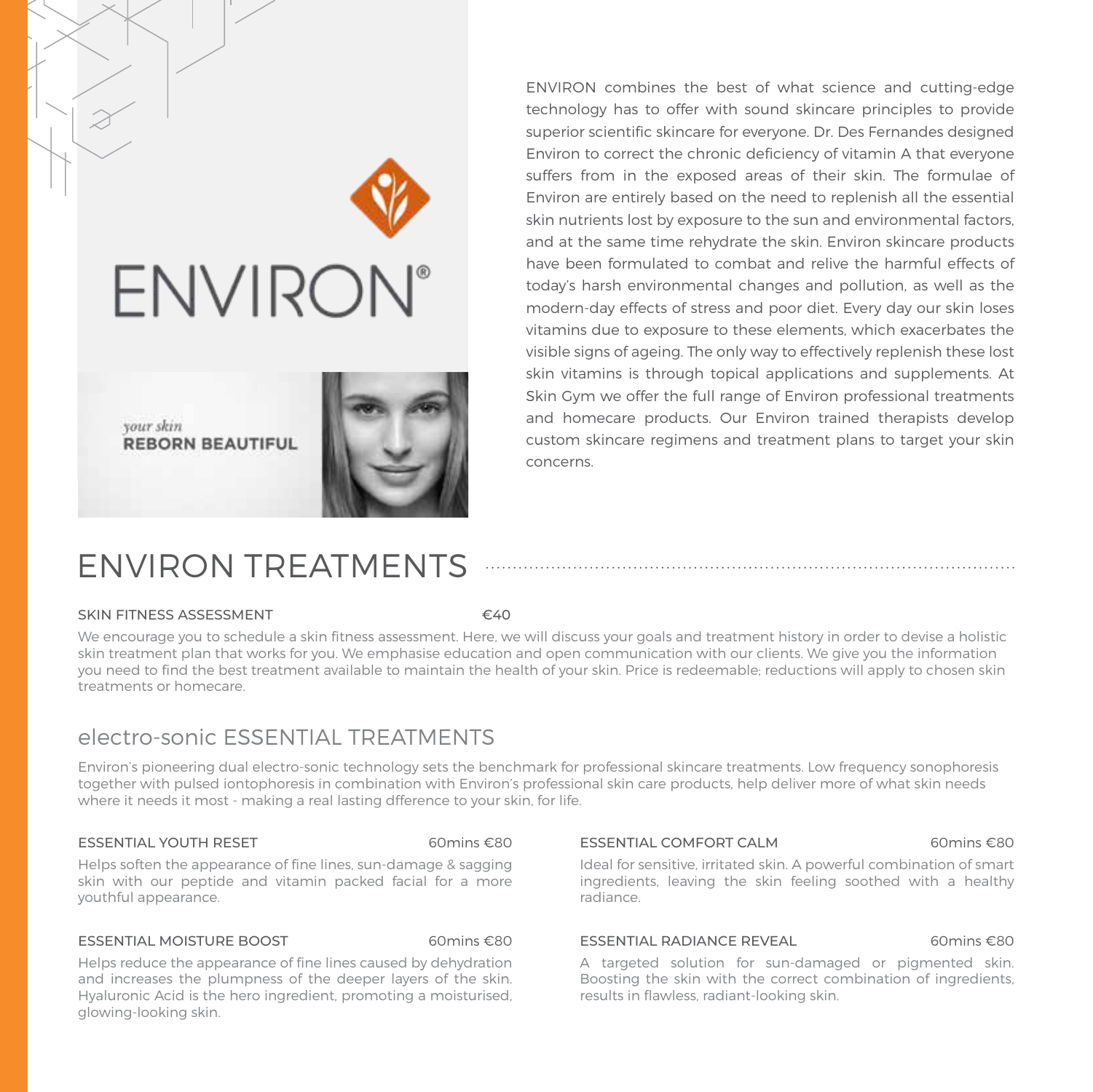ENVIRON®

*your skin*
**REBORN BEAUTIFUL**

ENVIRON combines the best of what science and cutting-edge technology has to offer with sound skincare principles to provide superior scientific skincare for everyone. Dr. Des Fernandes designed Environ to correct the chronic deficiency of vitamin A that everyone suffers from in the exposed areas of their skin. The formulae of Environ are entirely based on the need to replenish all the essential skin nutrients lost by exposure to the sun and environmental factors, and at the same time rehydrate the skin. Environ skincare products have been formulated to combat and relive the harmful effects of today's harsh environmental changes and pollution, as well as the modern-day effects of stress and poor diet. Every day our skin loses vitamins due to exposure to these elements, which exacerbates the visible signs of ageing. The only way to effectively replenish these lost skin vitamins is through topical applications and supplements. At Skin Gym we offer the full range of Environ professional treatments and homecare products. Our Environ trained therapists develop custom skincare regimens and treatment plans to target your skin concerns.

# ENVIRON TREATMENTS

SKIN FITNESS ASSESSMENT — €40

We encourage you to schedule a skin fitness assessment. Here, we will discuss your goals and treatment history in order to devise a holistic skin treatment plan that works for you. We emphasise education and open communication with our clients. We give you the information you need to find the best treatment available to maintain the health of your skin. Price is redeemable; reductions will apply to chosen skin treatments or homecare.

## electro-sonic ESSENTIAL TREATMENTS

Environ's pioneering dual electro-sonic technology sets the benchmark for professional skincare treatments. Low frequency sonophoresis together with pulsed iontophoresis in combination with Environ's professional skin care products, help deliver more of what skin needs where it needs it most - making a real lasting dfference to your skin, for life.

ESSENTIAL YOUTH RESET — 60mins €80

Helps soften the appearance of fine lines, sun-damage & sagging skin with our peptide and vitamin packed facial for a more youthful appearance.

ESSENTIAL MOISTURE BOOST — 60mins €80

Helps reduce the appearance of fine lines caused by dehydration and increases the plumpness of the deeper layers of the skin. Hyaluronic Acid is the hero ingredient, promoting a moisturised, glowing-looking skin.

ESSENTIAL COMFORT CALM — 60mins €80

Ideal for sensitive, irritated skin. A powerful combination of smart ingredients, leaving the skin feeling soothed with a healthy radiance.

ESSENTIAL RADIANCE REVEAL — 60mins €80

A targeted solution for sun-damaged or pigmented skin. Boosting the skin with the correct combination of ingredients, results in flawless, radiant-looking skin.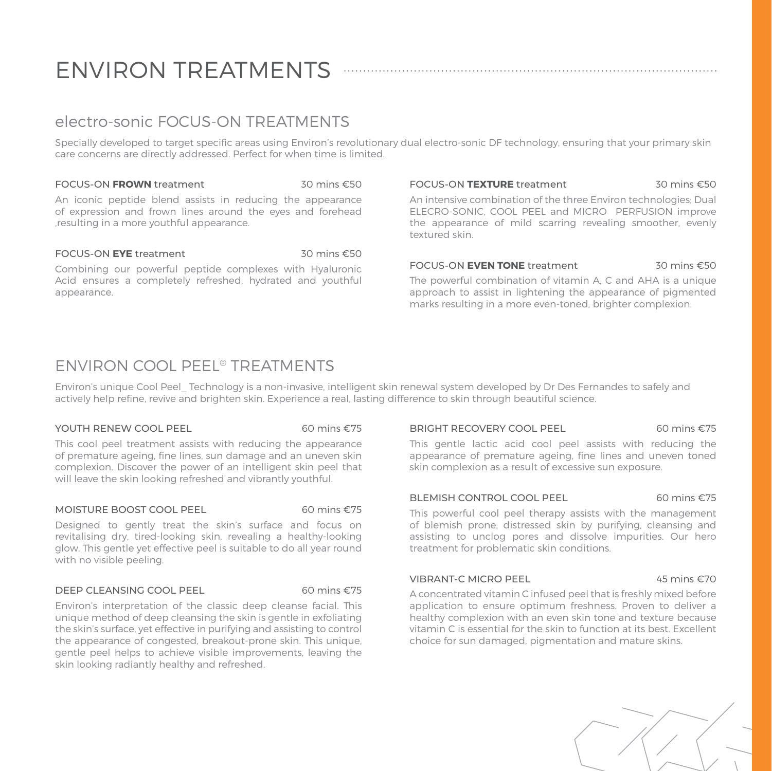# ENVIRON TREATMENTS

## electro-sonic FOCUS-ON TREATMENTS

Specially developed to target specific areas using Environ's revolutionary dual electro-sonic DF technology, ensuring that your primary skin care concerns are directly addressed. Perfect for when time is limited.

### FOCUS-ON **FROWN** treatment — 30 mins €50

An iconic peptide blend assists in reducing the appearance of expression and frown lines around the eyes and forehead ,resulting in a more youthful appearance.

### FOCUS-ON **EYE** treatment — 30 mins €50

Combining our powerful peptide complexes with Hyaluronic Acid ensures a completely refreshed, hydrated and youthful appearance.

### FOCUS-ON **TEXTURE** treatment — 30 mins €50

An intensive combination of the three Environ technologies; Dual ELECRO-SONIC, COOL PEEL and MICRO PERFUSION improve the appearance of mild scarring revealing smoother, evenly textured skin.

### FOCUS-ON **EVEN TONE** treatment — 30 mins €50

The powerful combination of vitamin A, C and AHA is a unique approach to assist in lightening the appearance of pigmented marks resulting in a more even-toned, brighter complexion.

## ENVIRON COOL PEEL® TREATMENTS

Environ's unique Cool Peel_ Technology is a non-invasive, intelligent skin renewal system developed by Dr Des Fernandes to safely and actively help refine, revive and brighten skin. Experience a real, lasting difference to skin through beautiful science.

### YOUTH RENEW COOL PEEL — 60 mins €75

This cool peel treatment assists with reducing the appearance of premature ageing, fine lines, sun damage and an uneven skin complexion. Discover the power of an intelligent skin peel that will leave the skin looking refreshed and vibrantly youthful.

### MOISTURE BOOST COOL PEEL — 60 mins €75

Designed to gently treat the skin's surface and focus on revitalising dry, tired-looking skin, revealing a healthy-looking glow. This gentle yet effective peel is suitable to do all year round with no visible peeling.

### DEEP CLEANSING COOL PEEL — 60 mins €75

Environ's interpretation of the classic deep cleanse facial. This unique method of deep cleansing the skin is gentle in exfoliating the skin's surface, yet effective in purifying and assisting to control the appearance of congested, breakout-prone skin. This unique, gentle peel helps to achieve visible improvements, leaving the skin looking radiantly healthy and refreshed.

### BRIGHT RECOVERY COOL PEEL — 60 mins €75

This gentle lactic acid cool peel assists with reducing the appearance of premature ageing, fine lines and uneven toned skin complexion as a result of excessive sun exposure.

### BLEMISH CONTROL COOL PEEL — 60 mins €75

This powerful cool peel therapy assists with the management of blemish prone, distressed skin by purifying, cleansing and assisting to unclog pores and dissolve impurities. Our hero treatment for problematic skin conditions.

### VIBRANT-C MICRO PEEL — 45 mins €70

A concentrated vitamin C infused peel that is freshly mixed before application to ensure optimum freshness. Proven to deliver a healthy complexion with an even skin tone and texture because vitamin C is essential for the skin to function at its best. Excellent choice for sun damaged, pigmentation and mature skins.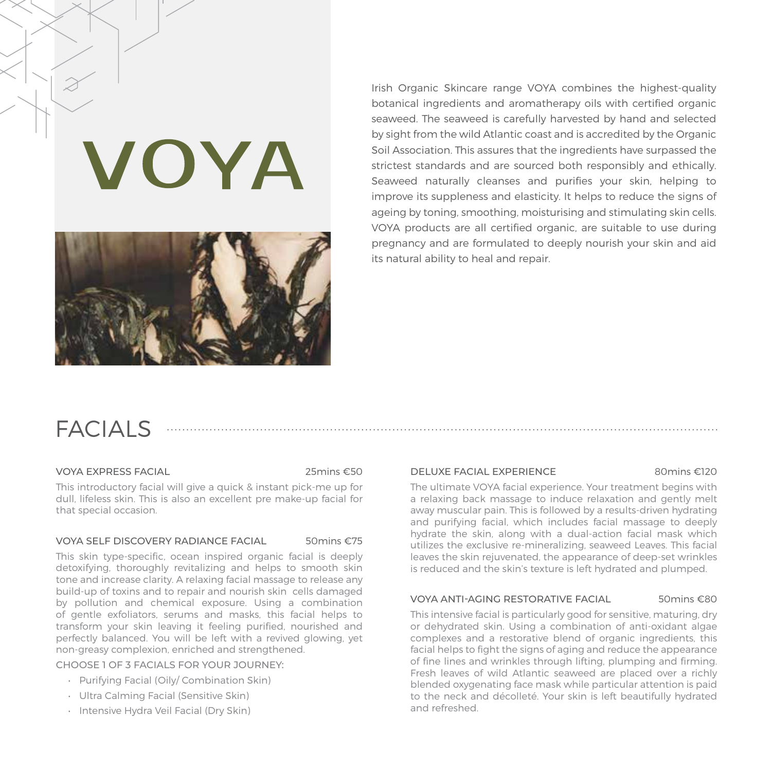# VOYA

Irish Organic Skincare range VOYA combines the highest-quality botanical ingredients and aromatherapy oils with certified organic seaweed. The seaweed is carefully harvested by hand and selected by sight from the wild Atlantic coast and is accredited by the Organic Soil Association. This assures that the ingredients have surpassed the strictest standards and are sourced both responsibly and ethically. Seaweed naturally cleanses and purifies your skin, helping to improve its suppleness and elasticity. It helps to reduce the signs of ageing by toning, smoothing, moisturising and stimulating skin cells. VOYA products are all certified organic, are suitable to use during pregnancy and are formulated to deeply nourish your skin and aid its natural ability to heal and repair.

## FACIALS

### VOYA EXPRESS FACIAL — 25mins €50

This introductory facial will give a quick & instant pick-me up for dull, lifeless skin. This is also an excellent pre make-up facial for that special occasion.

### VOYA SELF DISCOVERY RADIANCE FACIAL — 50mins €75

This skin type-specific, ocean inspired organic facial is deeply detoxifying, thoroughly revitalizing and helps to smooth skin tone and increase clarity. A relaxing facial massage to release any build-up of toxins and to repair and nourish skin cells damaged by pollution and chemical exposure. Using a combination of gentle exfoliators, serums and masks, this facial helps to transform your skin leaving it feeling purified, nourished and perfectly balanced. You will be left with a revived glowing, yet non-greasy complexion, enriched and strengthened.

CHOOSE 1 OF 3 FACIALS FOR YOUR JOURNEY:

- Purifying Facial (Oily/ Combination Skin)
- Ultra Calming Facial (Sensitive Skin)
- Intensive Hydra Veil Facial (Dry Skin)

### DELUXE FACIAL EXPERIENCE — 80mins €120

The ultimate VOYA facial experience. Your treatment begins with a relaxing back massage to induce relaxation and gently melt away muscular pain. This is followed by a results-driven hydrating and purifying facial, which includes facial massage to deeply hydrate the skin, along with a dual-action facial mask which utilizes the exclusive re-mineralizing, seaweed Leaves. This facial leaves the skin rejuvenated, the appearance of deep-set wrinkles is reduced and the skin's texture is left hydrated and plumped.

### VOYA ANTI-AGING RESTORATIVE FACIAL — 50mins €80

This intensive facial is particularly good for sensitive, maturing, dry or dehydrated skin. Using a combination of anti-oxidant algae complexes and a restorative blend of organic ingredients, this facial helps to fight the signs of aging and reduce the appearance of fine lines and wrinkles through lifting, plumping and firming. Fresh leaves of wild Atlantic seaweed are placed over a richly blended oxygenating face mask while particular attention is paid to the neck and décolleté. Your skin is left beautifully hydrated and refreshed.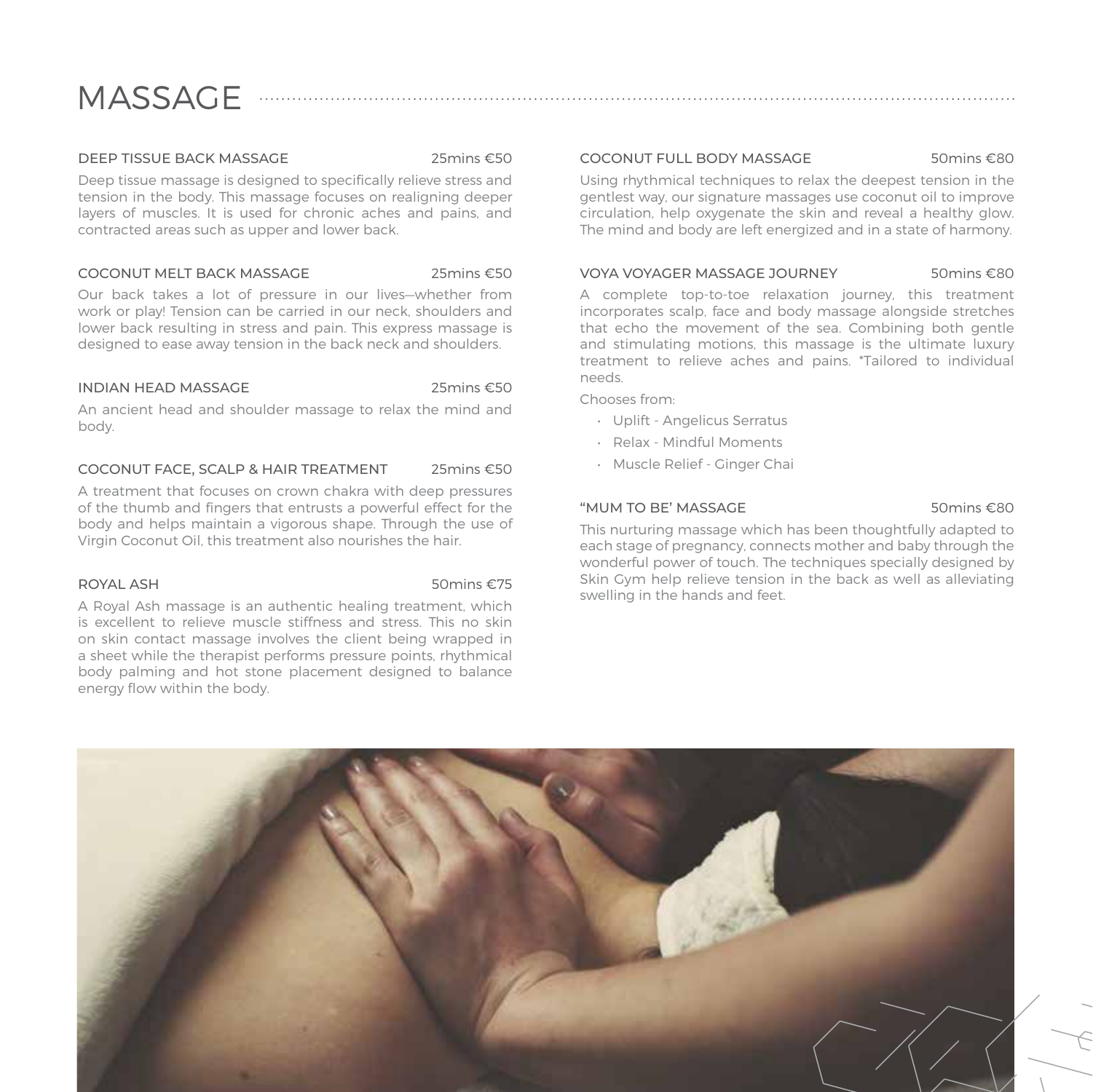# MASSAGE

### DEEP TISSUE BACK MASSAGE — 25mins €50

Deep tissue massage is designed to specifically relieve stress and tension in the body. This massage focuses on realigning deeper layers of muscles. It is used for chronic aches and pains, and contracted areas such as upper and lower back.

### COCONUT MELT BACK MASSAGE — 25mins €50

Our back takes a lot of pressure in our lives—whether from work or play! Tension can be carried in our neck, shoulders and lower back resulting in stress and pain. This express massage is designed to ease away tension in the back neck and shoulders.

### INDIAN HEAD MASSAGE — 25mins €50

An ancient head and shoulder massage to relax the mind and body.

### COCONUT FACE, SCALP & HAIR TREATMENT — 25mins €50

A treatment that focuses on crown chakra with deep pressures of the thumb and fingers that entrusts a powerful effect for the body and helps maintain a vigorous shape. Through the use of Virgin Coconut Oil, this treatment also nourishes the hair.

### ROYAL ASH — 50mins €75

A Royal Ash massage is an authentic healing treatment, which is excellent to relieve muscle stiffness and stress. This no skin on skin contact massage involves the client being wrapped in a sheet while the therapist performs pressure points, rhythmical body palming and hot stone placement designed to balance energy flow within the body.

### COCONUT FULL BODY MASSAGE — 50mins €80

Using rhythmical techniques to relax the deepest tension in the gentlest way, our signature massages use coconut oil to improve circulation, help oxygenate the skin and reveal a healthy glow. The mind and body are left energized and in a state of harmony.

### VOYA VOYAGER MASSAGE JOURNEY — 50mins €80

A complete top-to-toe relaxation journey, this treatment incorporates scalp, face and body massage alongside stretches that echo the movement of the sea. Combining both gentle and stimulating motions, this massage is the ultimate luxury treatment to relieve aches and pains. *Tailored to individual needs.

Chooses from:

- Uplift - Angelicus Serratus
- Relax - Mindful Moments
- Muscle Relief - Ginger Chai

### “MUM TO BE’ MASSAGE — 50mins €80

This nurturing massage which has been thoughtfully adapted to each stage of pregnancy, connects mother and baby through the wonderful power of touch. The techniques specially designed by Skin Gym help relieve tension in the back as well as alleviating swelling in the hands and feet.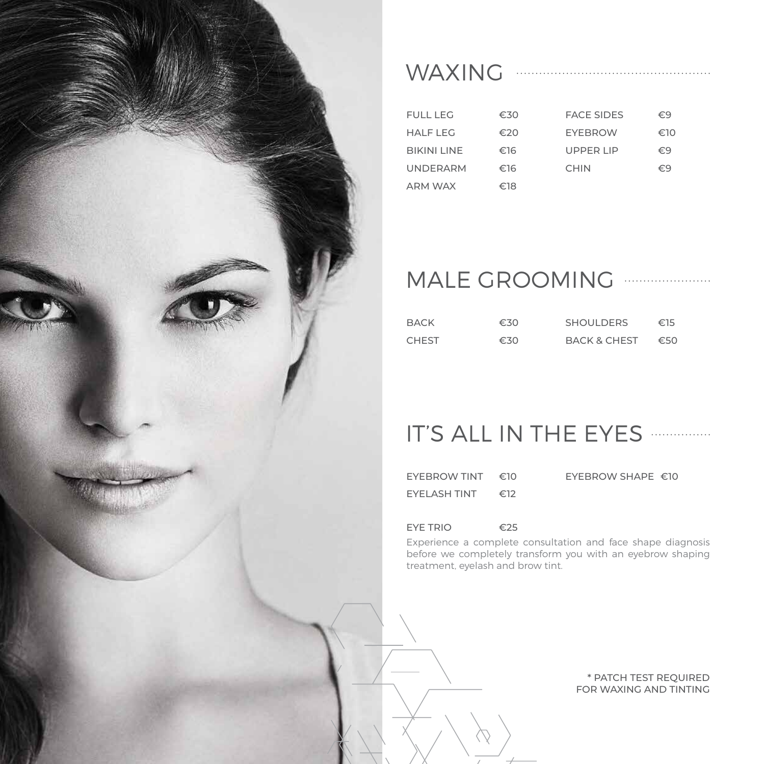## WAXING

| | | | |
|---|---|---|---|
| FULL LEG | €30 | FACE SIDES | €9 |
| HALF LEG | €20 | EYEBROW | €10 |
| BIKINI LINE | €16 | UPPER LIP | €9 |
| UNDERARM | €16 | CHIN | €9 |
| ARM WAX | €18 | | |

## MALE GROOMING

| | | | |
|---|---|---|---|
| BACK | €30 | SHOULDERS | €15 |
| CHEST | €30 | BACK & CHEST | €50 |

## IT'S ALL IN THE EYES

| | | | |
|---|---|---|---|
| EYEBROW TINT | €10 | EYEBROW SHAPE | €10 |
| EYELASH TINT | €12 | | |

EYE TRIO €25

Experience a complete consultation and face shape diagnosis before we completely transform you with an eyebrow shaping treatment, eyelash and brow tint.

* PATCH TEST REQUIRED FOR WAXING AND TINTING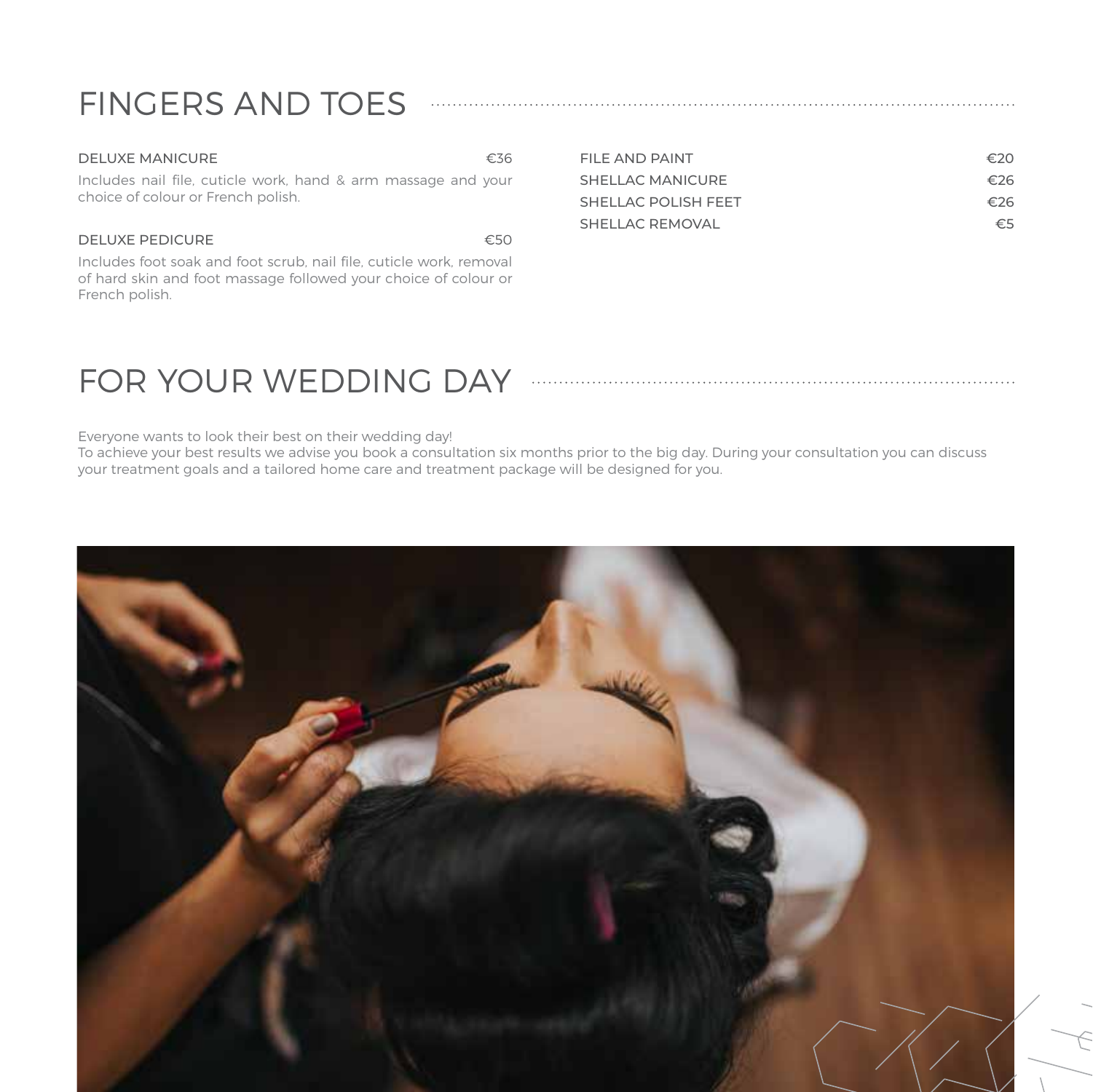## FINGERS AND TOES

**DELUXE MANICURE** €36

Includes nail file, cuticle work, hand & arm massage and your choice of colour or French polish.

**DELUXE PEDICURE** €50

Includes foot soak and foot scrub, nail file, cuticle work, removal of hard skin and foot massage followed your choice of colour or French polish.

| | |
|---|---|
| FILE AND PAINT | €20 |
| SHELLAC MANICURE | €26 |
| SHELLAC POLISH FEET | €26 |
| SHELLAC REMOVAL | €5 |

## FOR YOUR WEDDING DAY

Everyone wants to look their best on their wedding day!
To achieve your best results we advise you book a consultation six months prior to the big day. During your consultation you can discuss your treatment goals and a tailored home care and treatment package will be designed for you.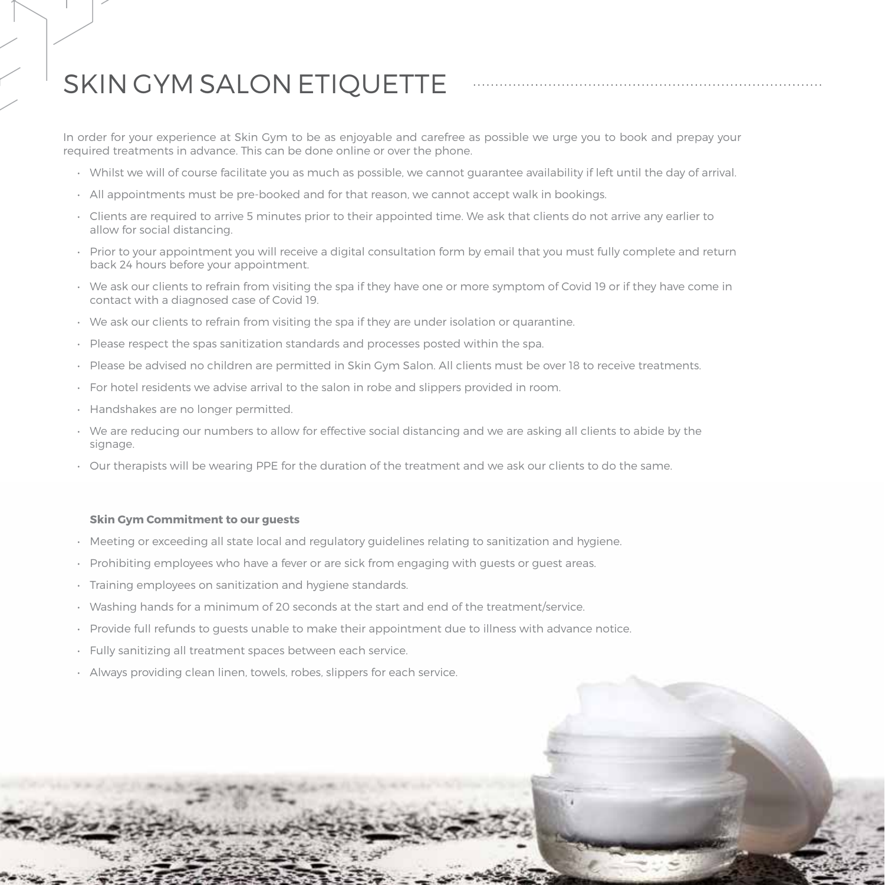# SKIN GYM SALON ETIQUETTE

In order for your experience at Skin Gym to be as enjoyable and carefree as possible we urge you to book and prepay your required treatments in advance. This can be done online or over the phone.

- Whilst we will of course facilitate you as much as possible, we cannot guarantee availability if left until the day of arrival.
- All appointments must be pre-booked and for that reason, we cannot accept walk in bookings.
- Clients are required to arrive 5 minutes prior to their appointed time. We ask that clients do not arrive any earlier to allow for social distancing.
- Prior to your appointment you will receive a digital consultation form by email that you must fully complete and return back 24 hours before your appointment.
- We ask our clients to refrain from visiting the spa if they have one or more symptom of Covid 19 or if they have come in contact with a diagnosed case of Covid 19.
- We ask our clients to refrain from visiting the spa if they are under isolation or quarantine.
- Please respect the spas sanitization standards and processes posted within the spa.
- Please be advised no children are permitted in Skin Gym Salon. All clients must be over 18 to receive treatments.
- For hotel residents we advise arrival to the salon in robe and slippers provided in room.
- Handshakes are no longer permitted.
- We are reducing our numbers to allow for effective social distancing and we are asking all clients to abide by the signage.
- Our therapists will be wearing PPE for the duration of the treatment and we ask our clients to do the same.

**Skin Gym Commitment to our guests**

- Meeting or exceeding all state local and regulatory guidelines relating to sanitization and hygiene.
- Prohibiting employees who have a fever or are sick from engaging with guests or guest areas.
- Training employees on sanitization and hygiene standards.
- Washing hands for a minimum of 20 seconds at the start and end of the treatment/service.
- Provide full refunds to guests unable to make their appointment due to illness with advance notice.
- Fully sanitizing all treatment spaces between each service.
- Always providing clean linen, towels, robes, slippers for each service.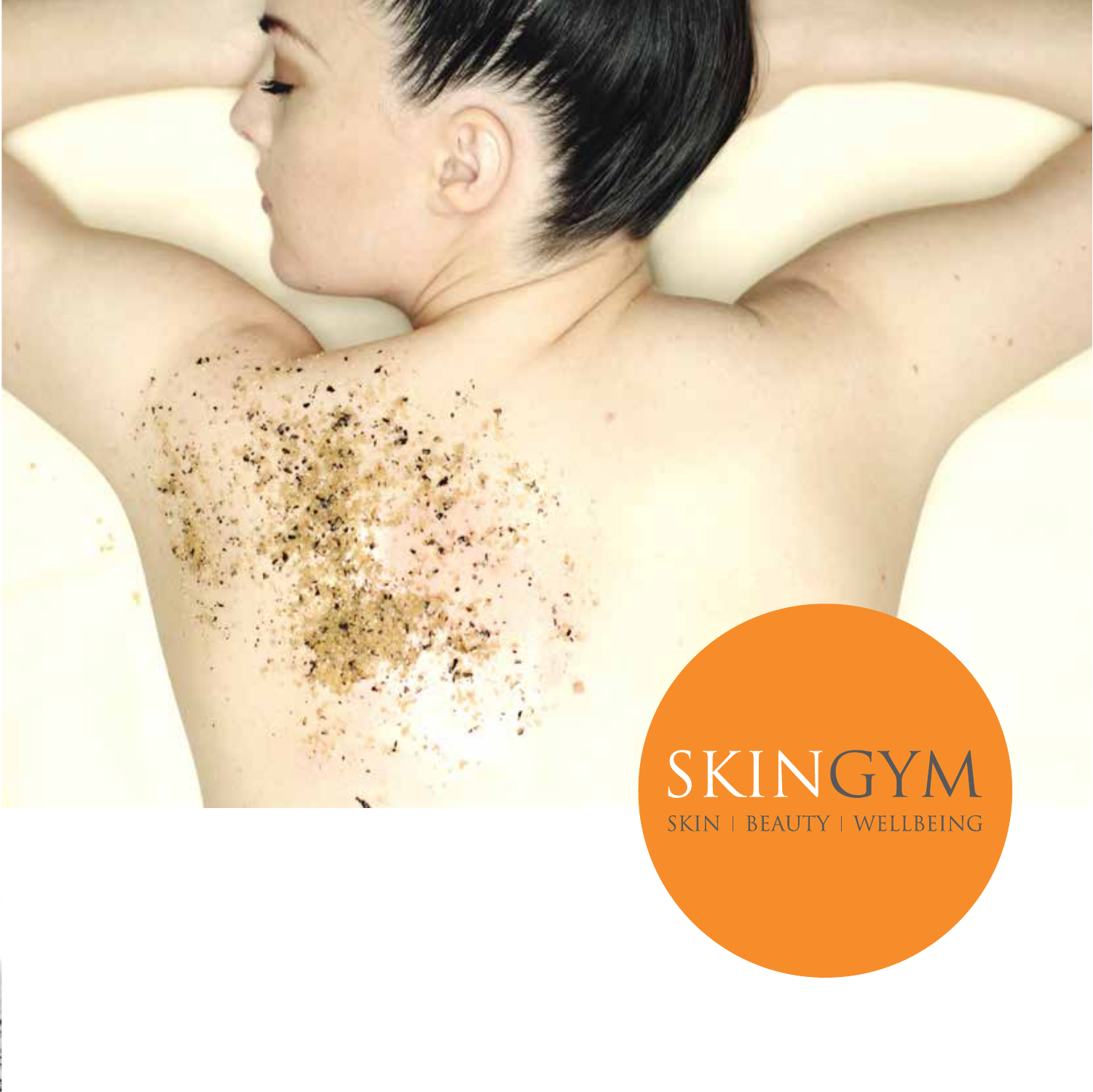SKINGYM

SKIN | BEAUTY | WELLBEING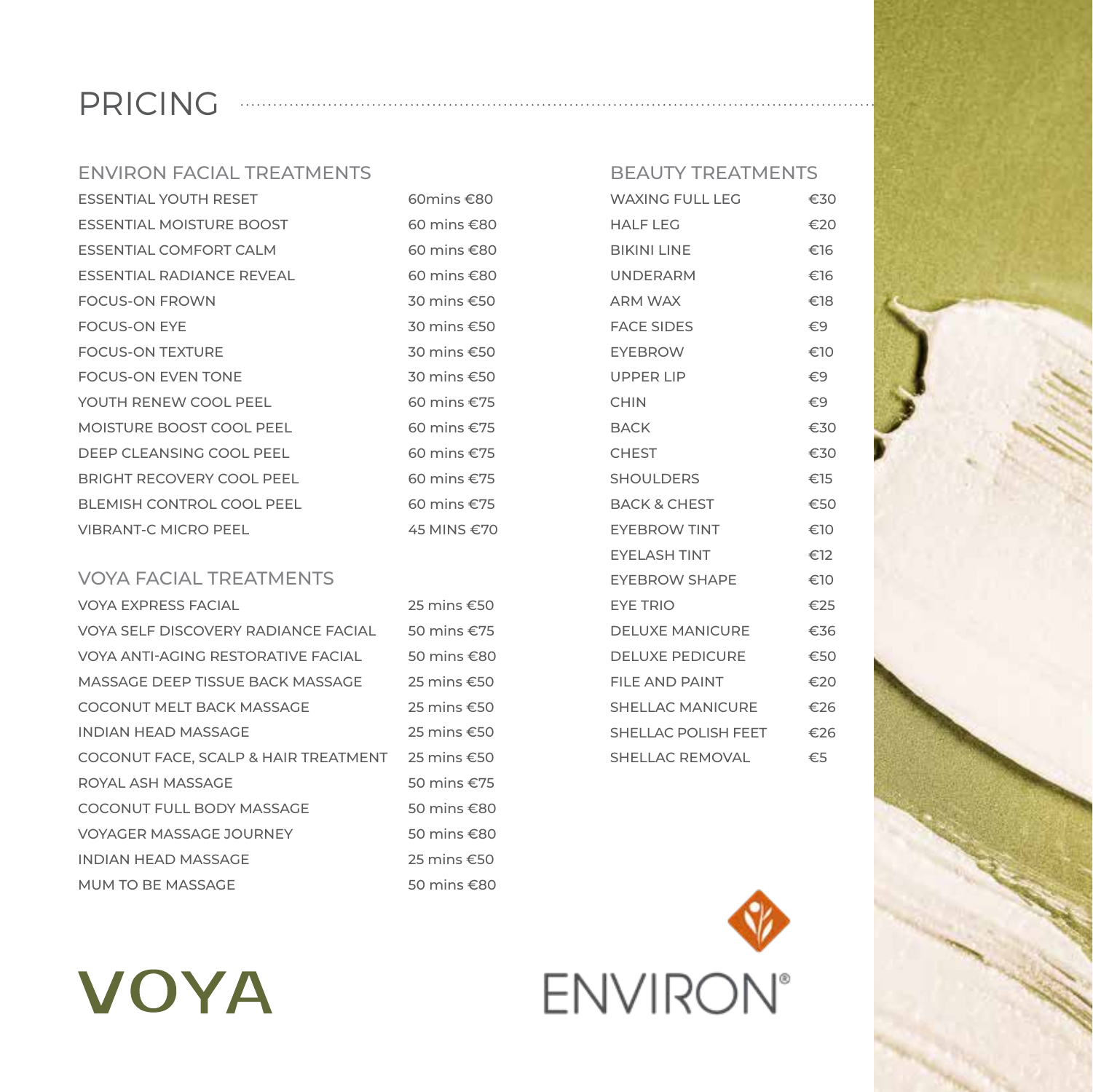# PRICING

## ENVIRON FACIAL TREATMENTS

| | |
|---|---|
| ESSENTIAL YOUTH RESET | 60mins €80 |
| ESSENTIAL MOISTURE BOOST | 60 mins €80 |
| ESSENTIAL COMFORT CALM | 60 mins €80 |
| ESSENTIAL RADIANCE REVEAL | 60 mins €80 |
| FOCUS-ON FROWN | 30 mins €50 |
| FOCUS-ON EYE | 30 mins €50 |
| FOCUS-ON TEXTURE | 30 mins €50 |
| FOCUS-ON EVEN TONE | 30 mins €50 |
| YOUTH RENEW COOL PEEL | 60 mins €75 |
| MOISTURE BOOST COOL PEEL | 60 mins €75 |
| DEEP CLEANSING COOL PEEL | 60 mins €75 |
| BRIGHT RECOVERY COOL PEEL | 60 mins €75 |
| BLEMISH CONTROL COOL PEEL | 60 mins €75 |
| VIBRANT-C MICRO PEEL | 45 MINS €70 |

## VOYA FACIAL TREATMENTS

| | |
|---|---|
| VOYA EXPRESS FACIAL | 25 mins €50 |
| VOYA SELF DISCOVERY RADIANCE FACIAL | 50 mins €75 |
| VOYA ANTI-AGING RESTORATIVE FACIAL | 50 mins €80 |
| MASSAGE DEEP TISSUE BACK MASSAGE | 25 mins €50 |
| COCONUT MELT BACK MASSAGE | 25 mins €50 |
| INDIAN HEAD MASSAGE | 25 mins €50 |
| COCONUT FACE, SCALP & HAIR TREATMENT | 25 mins €50 |
| ROYAL ASH MASSAGE | 50 mins €75 |
| COCONUT FULL BODY MASSAGE | 50 mins €80 |
| VOYAGER MASSAGE JOURNEY | 50 mins €80 |
| INDIAN HEAD MASSAGE | 25 mins €50 |
| MUM TO BE MASSAGE | 50 mins €80 |

## BEAUTY TREATMENTS

| | |
|---|---|
| WAXING FULL LEG | €30 |
| HALF LEG | €20 |
| BIKINI LINE | €16 |
| UNDERARM | €16 |
| ARM WAX | €18 |
| FACE SIDES | €9 |
| EYEBROW | €10 |
| UPPER LIP | €9 |
| CHIN | €9 |
| BACK | €30 |
| CHEST | €30 |
| SHOULDERS | €15 |
| BACK & CHEST | €50 |
| EYEBROW TINT | €10 |
| EYELASH TINT | €12 |
| EYEBROW SHAPE | €10 |
| EYE TRIO | €25 |
| DELUXE MANICURE | €36 |
| DELUXE PEDICURE | €50 |
| FILE AND PAINT | €20 |
| SHELLAC MANICURE | €26 |
| SHELLAC POLISH FEET | €26 |
| SHELLAC REMOVAL | €5 |

VOYA

ENVIRON®